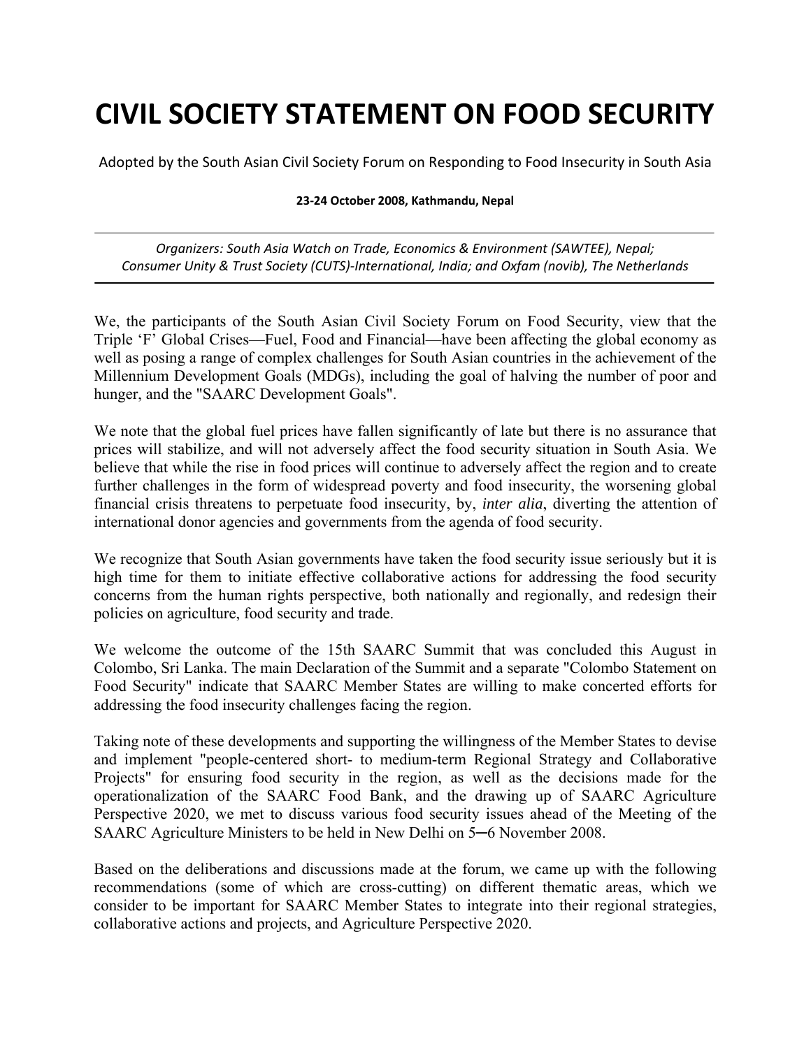# CIVIL SOCIETY STATEMENT ON FOOD SECURITY

Adopted by the South Asian Civil Society Forum on Responding to Food Insecurity in South Asia

**23-24 October 2008, Kathmandu, Nepal**

---

*Organizers: South Asia Watch on Trade, Economics & Environment (SAWTEE), Nepal; Consumer Unity & Trust Society (CUTS)-International, India; and Oxfam (novib), The Netherlands*

---

We, the participants of the South Asian Civil Society Forum on Food Security, view that the Triple 'F' Global Crises—Fuel, Food and Financial—have been affecting the global economy as well as posing a range of complex challenges for South Asian countries in the achievement of the Millennium Development Goals (MDGs), including the goal of halving the number of poor and hunger, and the "SAARC Development Goals".

We note that the global fuel prices have fallen significantly of late but there is no assurance that prices will stabilize, and will not adversely affect the food security situation in South Asia. We believe that while the rise in food prices will continue to adversely affect the region and to create further challenges in the form of widespread poverty and food insecurity, the worsening global financial crisis threatens to perpetuate food insecurity, by, *inter alia*, diverting the attention of international donor agencies and governments from the agenda of food security.

We recognize that South Asian governments have taken the food security issue seriously but it is high time for them to initiate effective collaborative actions for addressing the food security concerns from the human rights perspective, both nationally and regionally, and redesign their policies on agriculture, food security and trade.

We welcome the outcome of the 15th SAARC Summit that was concluded this August in Colombo, Sri Lanka. The main Declaration of the Summit and a separate "Colombo Statement on Food Security" indicate that SAARC Member States are willing to make concerted efforts for addressing the food insecurity challenges facing the region.

Taking note of these developments and supporting the willingness of the Member States to devise and implement "people-centered short- to medium-term Regional Strategy and Collaborative Projects" for ensuring food security in the region, as well as the decisions made for the operationalization of the SAARC Food Bank, and the drawing up of SAARC Agriculture Perspective 2020, we met to discuss various food security issues ahead of the Meeting of the SAARC Agriculture Ministers to be held in New Delhi on 5─6 November 2008.

Based on the deliberations and discussions made at the forum, we came up with the following recommendations (some of which are cross-cutting) on different thematic areas, which we consider to be important for SAARC Member States to integrate into their regional strategies, collaborative actions and projects, and Agriculture Perspective 2020.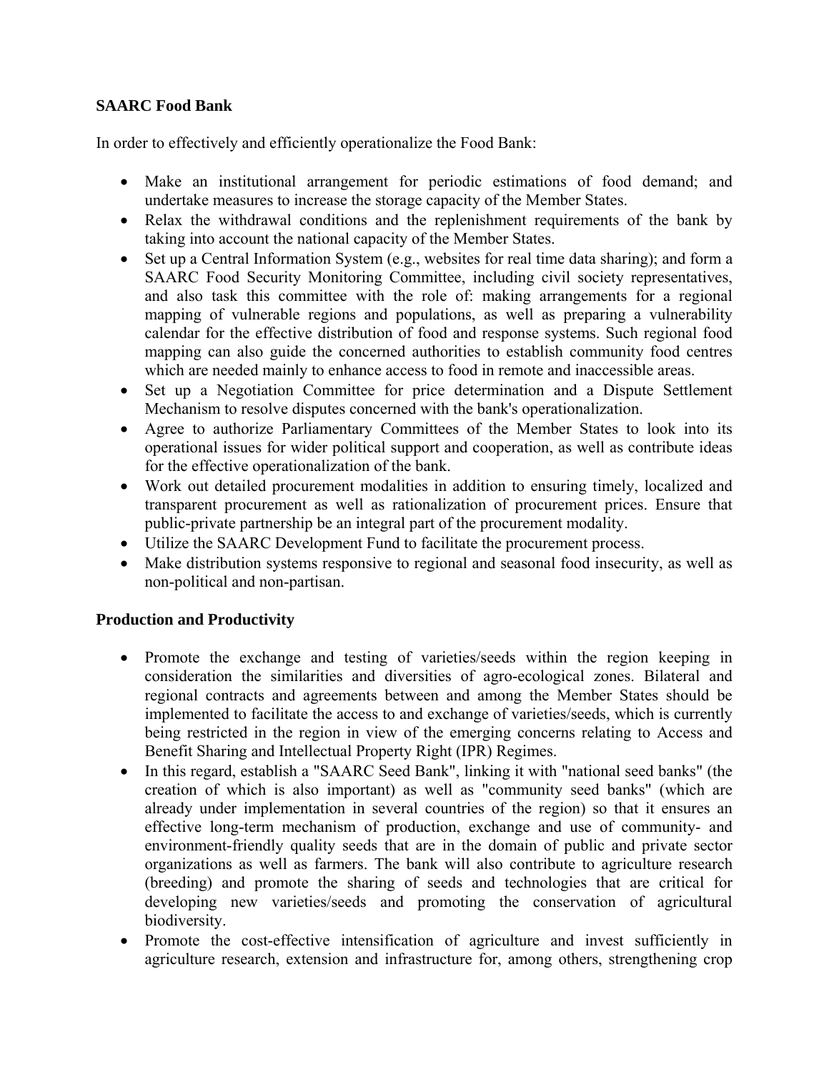**SAARC Food Bank**

In order to effectively and efficiently operationalize the Food Bank:

- Make an institutional arrangement for periodic estimations of food demand; and undertake measures to increase the storage capacity of the Member States.
- Relax the withdrawal conditions and the replenishment requirements of the bank by taking into account the national capacity of the Member States.
- Set up a Central Information System (e.g., websites for real time data sharing); and form a SAARC Food Security Monitoring Committee, including civil society representatives, and also task this committee with the role of: making arrangements for a regional mapping of vulnerable regions and populations, as well as preparing a vulnerability calendar for the effective distribution of food and response systems. Such regional food mapping can also guide the concerned authorities to establish community food centres which are needed mainly to enhance access to food in remote and inaccessible areas.
- Set up a Negotiation Committee for price determination and a Dispute Settlement Mechanism to resolve disputes concerned with the bank's operationalization.
- Agree to authorize Parliamentary Committees of the Member States to look into its operational issues for wider political support and cooperation, as well as contribute ideas for the effective operationalization of the bank.
- Work out detailed procurement modalities in addition to ensuring timely, localized and transparent procurement as well as rationalization of procurement prices. Ensure that public-private partnership be an integral part of the procurement modality.
- Utilize the SAARC Development Fund to facilitate the procurement process.
- Make distribution systems responsive to regional and seasonal food insecurity, as well as non-political and non-partisan.

**Production and Productivity**

- Promote the exchange and testing of varieties/seeds within the region keeping in consideration the similarities and diversities of agro-ecological zones. Bilateral and regional contracts and agreements between and among the Member States should be implemented to facilitate the access to and exchange of varieties/seeds, which is currently being restricted in the region in view of the emerging concerns relating to Access and Benefit Sharing and Intellectual Property Right (IPR) Regimes.
- In this regard, establish a "SAARC Seed Bank", linking it with "national seed banks" (the creation of which is also important) as well as "community seed banks" (which are already under implementation in several countries of the region) so that it ensures an effective long-term mechanism of production, exchange and use of community- and environment-friendly quality seeds that are in the domain of public and private sector organizations as well as farmers. The bank will also contribute to agriculture research (breeding) and promote the sharing of seeds and technologies that are critical for developing new varieties/seeds and promoting the conservation of agricultural biodiversity.
- Promote the cost-effective intensification of agriculture and invest sufficiently in agriculture research, extension and infrastructure for, among others, strengthening crop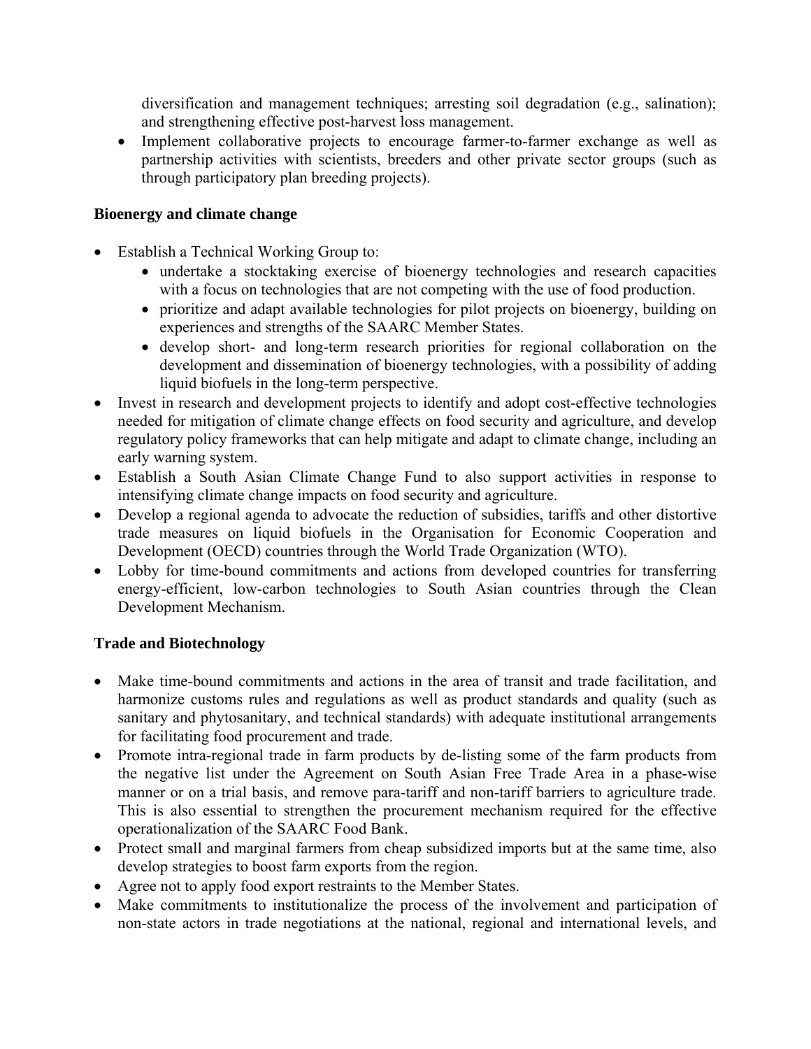diversification and management techniques; arresting soil degradation (e.g., salination); and strengthening effective post-harvest loss management.
- Implement collaborative projects to encourage farmer-to-farmer exchange as well as partnership activities with scientists, breeders and other private sector groups (such as through participatory plan breeding projects).

**Bioenergy and climate change**

- Establish a Technical Working Group to:
  - undertake a stocktaking exercise of bioenergy technologies and research capacities with a focus on technologies that are not competing with the use of food production.
  - prioritize and adapt available technologies for pilot projects on bioenergy, building on experiences and strengths of the SAARC Member States.
  - develop short- and long-term research priorities for regional collaboration on the development and dissemination of bioenergy technologies, with a possibility of adding liquid biofuels in the long-term perspective.
- Invest in research and development projects to identify and adopt cost-effective technologies needed for mitigation of climate change effects on food security and agriculture, and develop regulatory policy frameworks that can help mitigate and adapt to climate change, including an early warning system.
- Establish a South Asian Climate Change Fund to also support activities in response to intensifying climate change impacts on food security and agriculture.
- Develop a regional agenda to advocate the reduction of subsidies, tariffs and other distortive trade measures on liquid biofuels in the Organisation for Economic Cooperation and Development (OECD) countries through the World Trade Organization (WTO).
- Lobby for time-bound commitments and actions from developed countries for transferring energy-efficient, low-carbon technologies to South Asian countries through the Clean Development Mechanism.

**Trade and Biotechnology**

- Make time-bound commitments and actions in the area of transit and trade facilitation, and harmonize customs rules and regulations as well as product standards and quality (such as sanitary and phytosanitary, and technical standards) with adequate institutional arrangements for facilitating food procurement and trade.
- Promote intra-regional trade in farm products by de-listing some of the farm products from the negative list under the Agreement on South Asian Free Trade Area in a phase-wise manner or on a trial basis, and remove para-tariff and non-tariff barriers to agriculture trade. This is also essential to strengthen the procurement mechanism required for the effective operationalization of the SAARC Food Bank.
- Protect small and marginal farmers from cheap subsidized imports but at the same time, also develop strategies to boost farm exports from the region.
- Agree not to apply food export restraints to the Member States.
- Make commitments to institutionalize the process of the involvement and participation of non-state actors in trade negotiations at the national, regional and international levels, and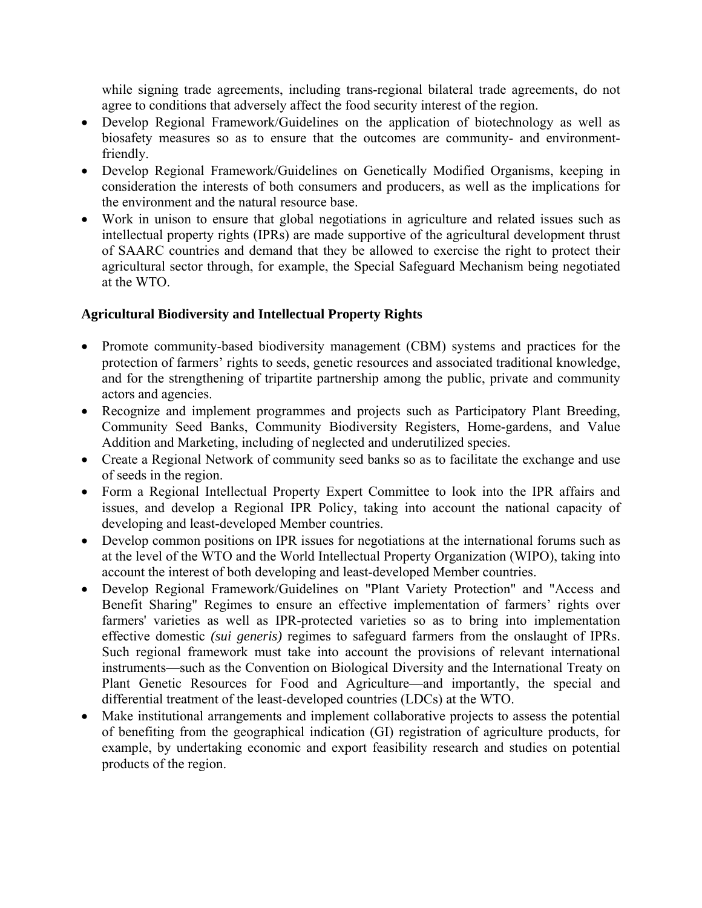while signing trade agreements, including trans-regional bilateral trade agreements, do not agree to conditions that adversely affect the food security interest of the region.

- Develop Regional Framework/Guidelines on the application of biotechnology as well as biosafety measures so as to ensure that the outcomes are community- and environment-friendly.
- Develop Regional Framework/Guidelines on Genetically Modified Organisms, keeping in consideration the interests of both consumers and producers, as well as the implications for the environment and the natural resource base.
- Work in unison to ensure that global negotiations in agriculture and related issues such as intellectual property rights (IPRs) are made supportive of the agricultural development thrust of SAARC countries and demand that they be allowed to exercise the right to protect their agricultural sector through, for example, the Special Safeguard Mechanism being negotiated at the WTO.

**Agricultural Biodiversity and Intellectual Property Rights**

- Promote community-based biodiversity management (CBM) systems and practices for the protection of farmers' rights to seeds, genetic resources and associated traditional knowledge, and for the strengthening of tripartite partnership among the public, private and community actors and agencies.
- Recognize and implement programmes and projects such as Participatory Plant Breeding, Community Seed Banks, Community Biodiversity Registers, Home-gardens, and Value Addition and Marketing, including of neglected and underutilized species.
- Create a Regional Network of community seed banks so as to facilitate the exchange and use of seeds in the region.
- Form a Regional Intellectual Property Expert Committee to look into the IPR affairs and issues, and develop a Regional IPR Policy, taking into account the national capacity of developing and least-developed Member countries.
- Develop common positions on IPR issues for negotiations at the international forums such as at the level of the WTO and the World Intellectual Property Organization (WIPO), taking into account the interest of both developing and least-developed Member countries.
- Develop Regional Framework/Guidelines on "Plant Variety Protection" and "Access and Benefit Sharing" Regimes to ensure an effective implementation of farmers' rights over farmers' varieties as well as IPR-protected varieties so as to bring into implementation effective domestic *(sui generis)* regimes to safeguard farmers from the onslaught of IPRs. Such regional framework must take into account the provisions of relevant international instruments—such as the Convention on Biological Diversity and the International Treaty on Plant Genetic Resources for Food and Agriculture—and importantly, the special and differential treatment of the least-developed countries (LDCs) at the WTO.
- Make institutional arrangements and implement collaborative projects to assess the potential of benefiting from the geographical indication (GI) registration of agriculture products, for example, by undertaking economic and export feasibility research and studies on potential products of the region.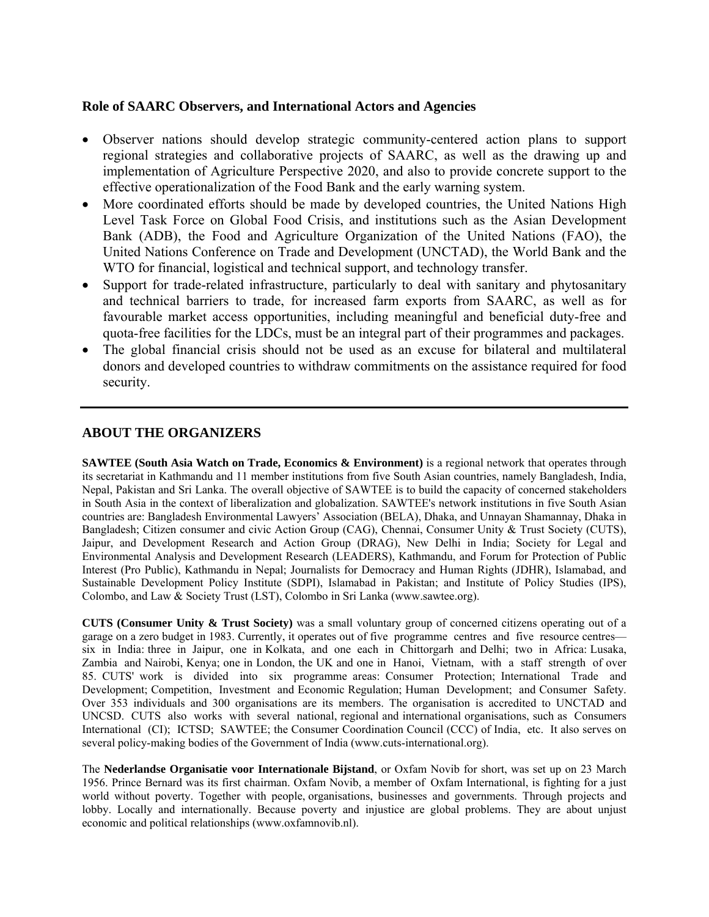### Role of SAARC Observers, and International Actors and Agencies

- Observer nations should develop strategic community-centered action plans to support regional strategies and collaborative projects of SAARC, as well as the drawing up and implementation of Agriculture Perspective 2020, and also to provide concrete support to the effective operationalization of the Food Bank and the early warning system.
- More coordinated efforts should be made by developed countries, the United Nations High Level Task Force on Global Food Crisis, and institutions such as the Asian Development Bank (ADB), the Food and Agriculture Organization of the United Nations (FAO), the United Nations Conference on Trade and Development (UNCTAD), the World Bank and the WTO for financial, logistical and technical support, and technology transfer.
- Support for trade-related infrastructure, particularly to deal with sanitary and phytosanitary and technical barriers to trade, for increased farm exports from SAARC, as well as for favourable market access opportunities, including meaningful and beneficial duty-free and quota-free facilities for the LDCs, must be an integral part of their programmes and packages.
- The global financial crisis should not be used as an excuse for bilateral and multilateral donors and developed countries to withdraw commitments on the assistance required for food security.

---

## ABOUT THE ORGANIZERS

**SAWTEE (South Asia Watch on Trade, Economics & Environment)** is a regional network that operates through its secretariat in Kathmandu and 11 member institutions from five South Asian countries, namely Bangladesh, India, Nepal, Pakistan and Sri Lanka. The overall objective of SAWTEE is to build the capacity of concerned stakeholders in South Asia in the context of liberalization and globalization. SAWTEE's network institutions in five South Asian countries are: Bangladesh Environmental Lawyers' Association (BELA), Dhaka, and Unnayan Shamannay, Dhaka in Bangladesh; Citizen consumer and civic Action Group (CAG), Chennai, Consumer Unity & Trust Society (CUTS), Jaipur, and Development Research and Action Group (DRAG), New Delhi in India; Society for Legal and Environmental Analysis and Development Research (LEADERS), Kathmandu, and Forum for Protection of Public Interest (Pro Public), Kathmandu in Nepal; Journalists for Democracy and Human Rights (JDHR), Islamabad, and Sustainable Development Policy Institute (SDPI), Islamabad in Pakistan; and Institute of Policy Studies (IPS), Colombo, and Law & Society Trust (LST), Colombo in Sri Lanka (www.sawtee.org).

**CUTS (Consumer Unity & Trust Society)** was a small voluntary group of concerned citizens operating out of a garage on a zero budget in 1983. Currently, it operates out of five programme centres and five resource centres—six in India: three in Jaipur, one in Kolkata, and one each in Chittorgarh and Delhi; two in Africa: Lusaka, Zambia and Nairobi, Kenya; one in London, the UK and one in Hanoi, Vietnam, with a staff strength of over 85. CUTS' work is divided into six programme areas: Consumer Protection; International Trade and Development; Competition, Investment and Economic Regulation; Human Development; and Consumer Safety. Over 353 individuals and 300 organisations are its members. The organisation is accredited to UNCTAD and UNCSD. CUTS also works with several national, regional and international organisations, such as Consumers International (CI); ICTSD; SAWTEE; the Consumer Coordination Council (CCC) of India, etc. It also serves on several policy-making bodies of the Government of India (www.cuts-international.org).

The **Nederlandse Organisatie voor Internationale Bijstand**, or Oxfam Novib for short, was set up on 23 March 1956. Prince Bernard was its first chairman. Oxfam Novib, a member of Oxfam International, is fighting for a just world without poverty. Together with people, organisations, businesses and governments. Through projects and lobby. Locally and internationally. Because poverty and injustice are global problems. They are about unjust economic and political relationships (www.oxfamnovib.nl).